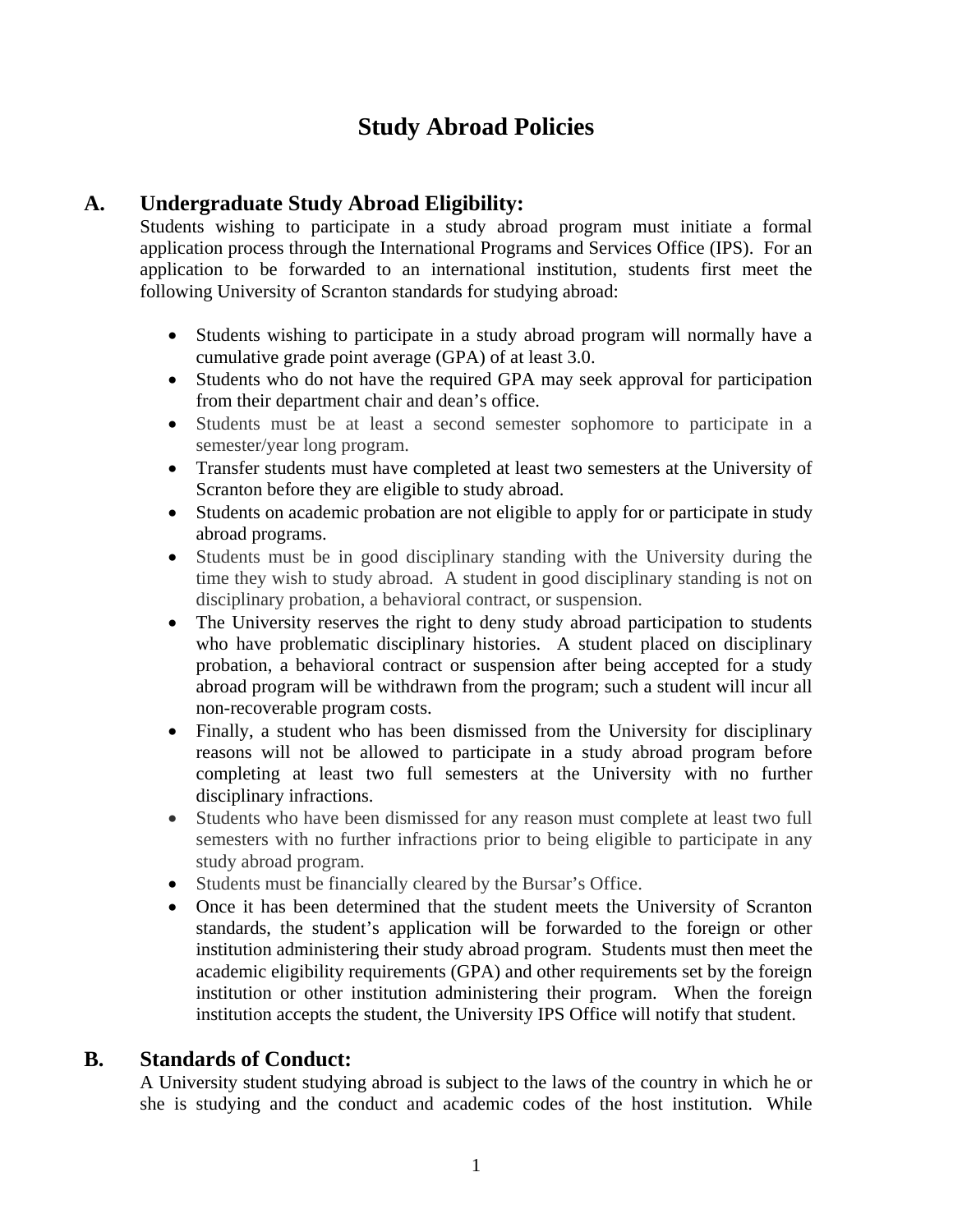# Study Abroad Policies

## A. Undergraduate Study Abroad Eligibility:

Students wishing to participate in a study abroad program must initiate a formal application process through the International Programs and Services Office (IPS). For an application to be forwarded to an international institution, students first meet the following University of Scranton standards for studying abroad:

- Students wishing to participate in a study abroad program will normally have a cumulative grade point average (GPA) of at least 3.0.
- Students who do not have the required GPA may seek approval for participation from their department chair and dean's office.
- Students must be at least a second semester sophomore to participate in a semester/year long program.
- Transfer students must have completed at least two semesters at the University of Scranton before they are eligible to study abroad.
- Students on academic probation are not eligible to apply for or participate in study abroad programs.
- Students must be in good disciplinary standing with the University during the time they wish to study abroad. A student in good disciplinary standing is not on disciplinary probation, a behavioral contract, or suspension.
- The University reserves the right to deny study abroad participation to students who have problematic disciplinary histories. A student placed on disciplinary probation, a behavioral contract or suspension after being accepted for a study abroad program will be withdrawn from the program; such a student will incur all non-recoverable program costs.
- Finally, a student who has been dismissed from the University for disciplinary reasons will not be allowed to participate in a study abroad program before completing at least two full semesters at the University with no further disciplinary infractions.
- Students who have been dismissed for any reason must complete at least two full semesters with no further infractions prior to being eligible to participate in any study abroad program.
- Students must be financially cleared by the Bursar's Office.
- Once it has been determined that the student meets the University of Scranton standards, the student's application will be forwarded to the foreign or other institution administering their study abroad program. Students must then meet the academic eligibility requirements (GPA) and other requirements set by the foreign institution or other institution administering their program. When the foreign institution accepts the student, the University IPS Office will notify that student.

## B. Standards of Conduct:

A University student studying abroad is subject to the laws of the country in which he or she is studying and the conduct and academic codes of the host institution. While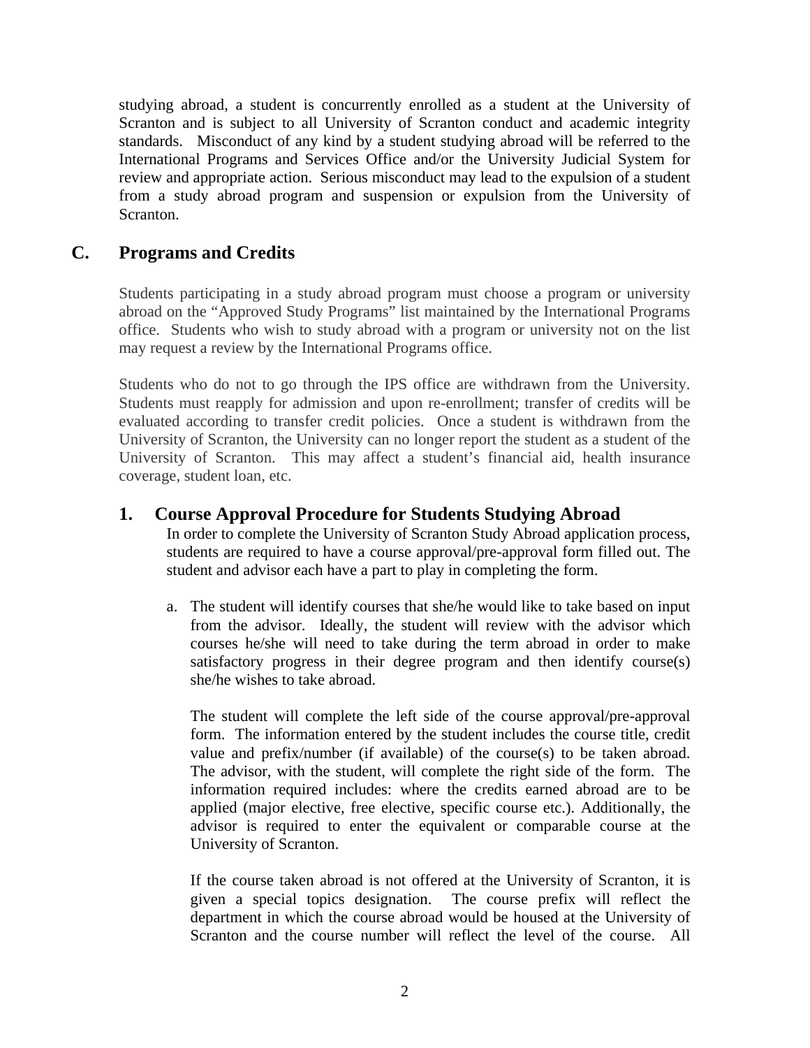studying abroad, a student is concurrently enrolled as a student at the University of Scranton and is subject to all University of Scranton conduct and academic integrity standards. Misconduct of any kind by a student studying abroad will be referred to the International Programs and Services Office and/or the University Judicial System for review and appropriate action. Serious misconduct may lead to the expulsion of a student from a study abroad program and suspension or expulsion from the University of Scranton.

## C. Programs and Credits

Students participating in a study abroad program must choose a program or university abroad on the "Approved Study Programs" list maintained by the International Programs office. Students who wish to study abroad with a program or university not on the list may request a review by the International Programs office.

Students who do not to go through the IPS office are withdrawn from the University. Students must reapply for admission and upon re-enrollment; transfer of credits will be evaluated according to transfer credit policies. Once a student is withdrawn from the University of Scranton, the University can no longer report the student as a student of the University of Scranton. This may affect a student's financial aid, health insurance coverage, student loan, etc.

### 1. Course Approval Procedure for Students Studying Abroad

In order to complete the University of Scranton Study Abroad application process, students are required to have a course approval/pre-approval form filled out. The student and advisor each have a part to play in completing the form.

a. The student will identify courses that she/he would like to take based on input from the advisor. Ideally, the student will review with the advisor which courses he/she will need to take during the term abroad in order to make satisfactory progress in their degree program and then identify course(s) she/he wishes to take abroad.

   The student will complete the left side of the course approval/pre-approval form. The information entered by the student includes the course title, credit value and prefix/number (if available) of the course(s) to be taken abroad. The advisor, with the student, will complete the right side of the form. The information required includes: where the credits earned abroad are to be applied (major elective, free elective, specific course etc.). Additionally, the advisor is required to enter the equivalent or comparable course at the University of Scranton.

   If the course taken abroad is not offered at the University of Scranton, it is given a special topics designation. The course prefix will reflect the department in which the course abroad would be housed at the University of Scranton and the course number will reflect the level of the course. All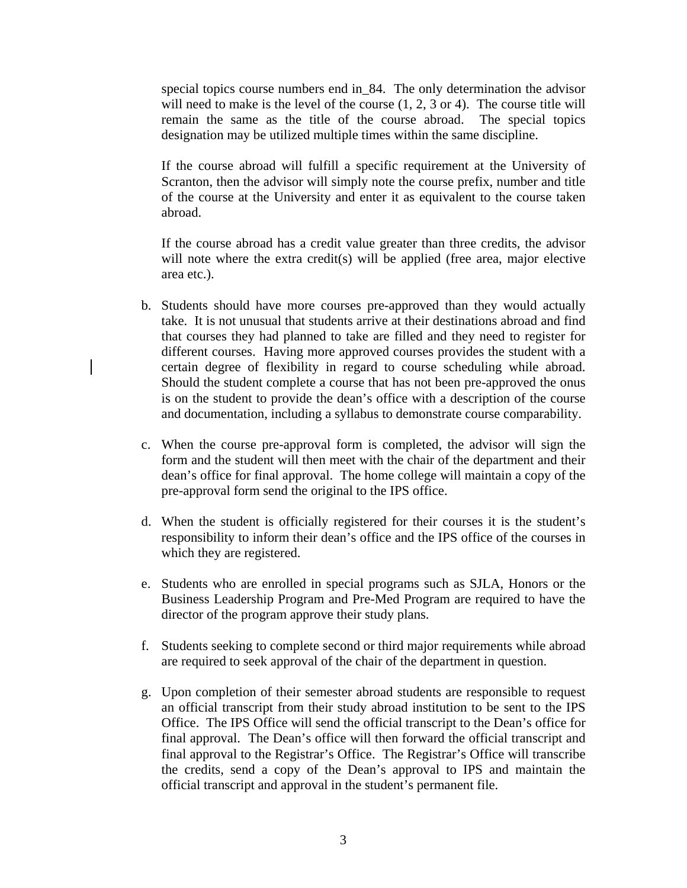special topics course numbers end in_84. The only determination the advisor will need to make is the level of the course (1, 2, 3 or 4). The course title will remain the same as the title of the course abroad. The special topics designation may be utilized multiple times within the same discipline.

If the course abroad will fulfill a specific requirement at the University of Scranton, then the advisor will simply note the course prefix, number and title of the course at the University and enter it as equivalent to the course taken abroad.

If the course abroad has a credit value greater than three credits, the advisor will note where the extra credit(s) will be applied (free area, major elective area etc.).

b. Students should have more courses pre-approved than they would actually take. It is not unusual that students arrive at their destinations abroad and find that courses they had planned to take are filled and they need to register for different courses. Having more approved courses provides the student with a certain degree of flexibility in regard to course scheduling while abroad. Should the student complete a course that has not been pre-approved the onus is on the student to provide the dean's office with a description of the course and documentation, including a syllabus to demonstrate course comparability.

c. When the course pre-approval form is completed, the advisor will sign the form and the student will then meet with the chair of the department and their dean's office for final approval. The home college will maintain a copy of the pre-approval form send the original to the IPS office.

d. When the student is officially registered for their courses it is the student's responsibility to inform their dean's office and the IPS office of the courses in which they are registered.

e. Students who are enrolled in special programs such as SJLA, Honors or the Business Leadership Program and Pre-Med Program are required to have the director of the program approve their study plans.

f. Students seeking to complete second or third major requirements while abroad are required to seek approval of the chair of the department in question.

g. Upon completion of their semester abroad students are responsible to request an official transcript from their study abroad institution to be sent to the IPS Office. The IPS Office will send the official transcript to the Dean's office for final approval. The Dean's office will then forward the official transcript and final approval to the Registrar's Office. The Registrar's Office will transcribe the credits, send a copy of the Dean's approval to IPS and maintain the official transcript and approval in the student's permanent file.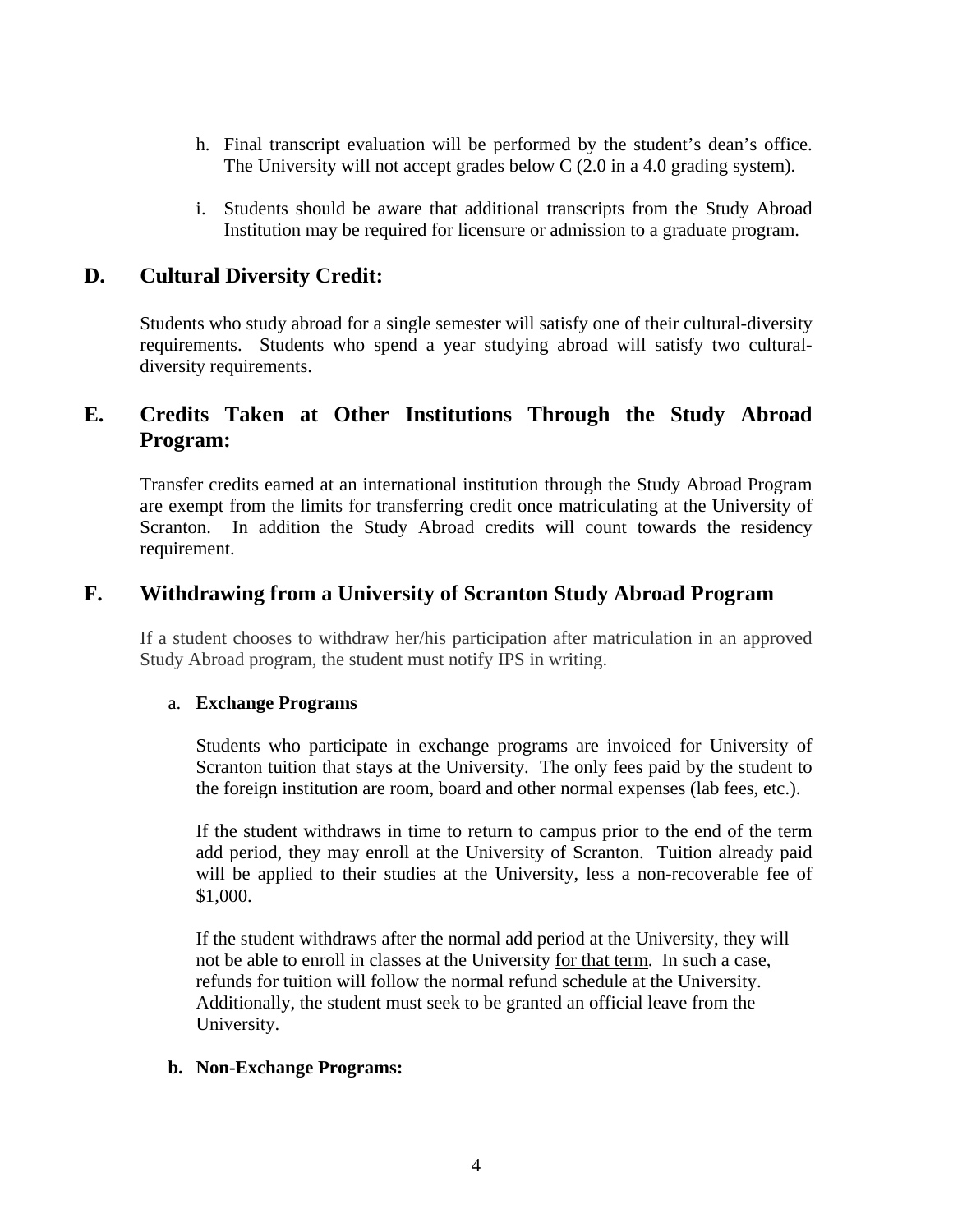h. Final transcript evaluation will be performed by the student's dean's office. The University will not accept grades below C (2.0 in a 4.0 grading system).

i. Students should be aware that additional transcripts from the Study Abroad Institution may be required for licensure or admission to a graduate program.

## D. Cultural Diversity Credit:

Students who study abroad for a single semester will satisfy one of their cultural-diversity requirements. Students who spend a year studying abroad will satisfy two cultural-diversity requirements.

## E. Credits Taken at Other Institutions Through the Study Abroad Program:

Transfer credits earned at an international institution through the Study Abroad Program are exempt from the limits for transferring credit once matriculating at the University of Scranton. In addition the Study Abroad credits will count towards the residency requirement.

## F. Withdrawing from a University of Scranton Study Abroad Program

If a student chooses to withdraw her/his participation after matriculation in an approved Study Abroad program, the student must notify IPS in writing.

a. **Exchange Programs**

Students who participate in exchange programs are invoiced for University of Scranton tuition that stays at the University. The only fees paid by the student to the foreign institution are room, board and other normal expenses (lab fees, etc.).

If the student withdraws in time to return to campus prior to the end of the term add period, they may enroll at the University of Scranton. Tuition already paid will be applied to their studies at the University, less a non-recoverable fee of $1,000.

If the student withdraws after the normal add period at the University, they will not be able to enroll in classes at the University for that term. In such a case, refunds for tuition will follow the normal refund schedule at the University. Additionally, the student must seek to be granted an official leave from the University.

**b. Non-Exchange Programs:**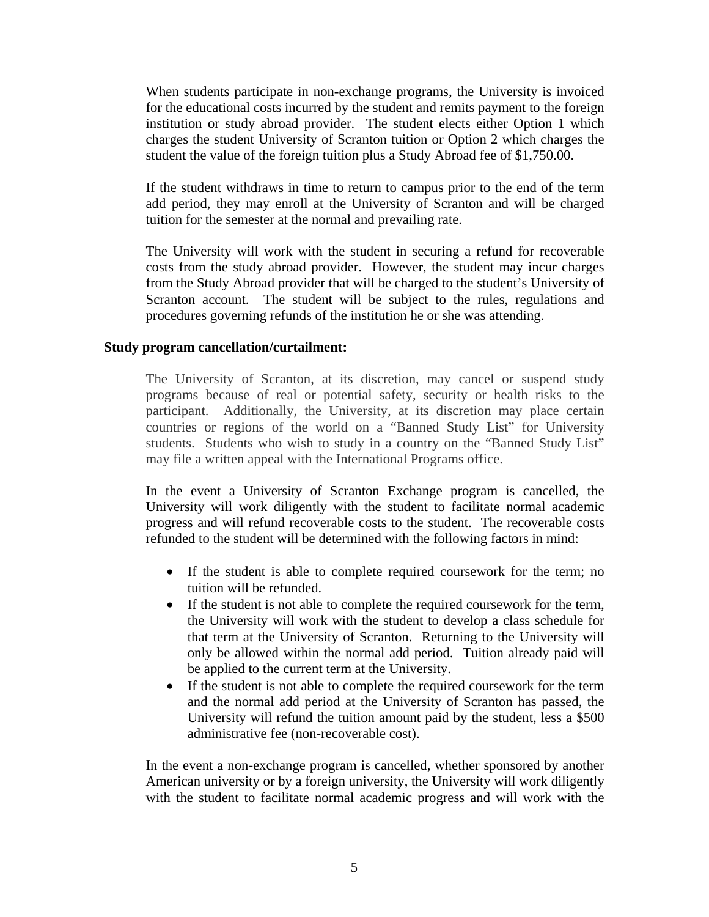When students participate in non-exchange programs, the University is invoiced for the educational costs incurred by the student and remits payment to the foreign institution or study abroad provider. The student elects either Option 1 which charges the student University of Scranton tuition or Option 2 which charges the student the value of the foreign tuition plus a Study Abroad fee of $1,750.00.

If the student withdraws in time to return to campus prior to the end of the term add period, they may enroll at the University of Scranton and will be charged tuition for the semester at the normal and prevailing rate.

The University will work with the student in securing a refund for recoverable costs from the study abroad provider. However, the student may incur charges from the Study Abroad provider that will be charged to the student's University of Scranton account. The student will be subject to the rules, regulations and procedures governing refunds of the institution he or she was attending.

**Study program cancellation/curtailment:**

The University of Scranton, at its discretion, may cancel or suspend study programs because of real or potential safety, security or health risks to the participant. Additionally, the University, at its discretion may place certain countries or regions of the world on a "Banned Study List" for University students. Students who wish to study in a country on the "Banned Study List" may file a written appeal with the International Programs office.

In the event a University of Scranton Exchange program is cancelled, the University will work diligently with the student to facilitate normal academic progress and will refund recoverable costs to the student. The recoverable costs refunded to the student will be determined with the following factors in mind:

- If the student is able to complete required coursework for the term; no tuition will be refunded.
- If the student is not able to complete the required coursework for the term, the University will work with the student to develop a class schedule for that term at the University of Scranton. Returning to the University will only be allowed within the normal add period. Tuition already paid will be applied to the current term at the University.
- If the student is not able to complete the required coursework for the term and the normal add period at the University of Scranton has passed, the University will refund the tuition amount paid by the student, less a $500 administrative fee (non-recoverable cost).

In the event a non-exchange program is cancelled, whether sponsored by another American university or by a foreign university, the University will work diligently with the student to facilitate normal academic progress and will work with the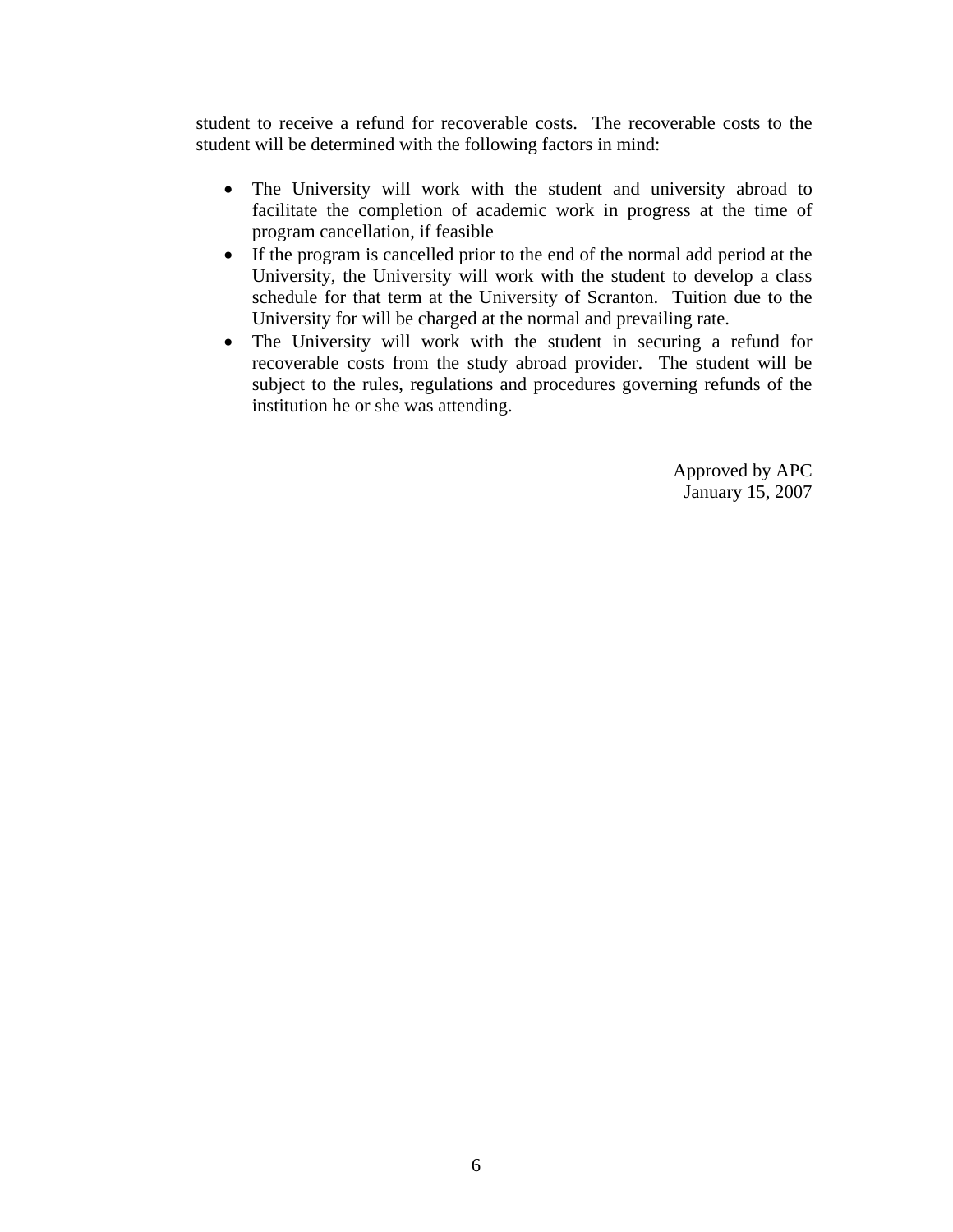student to receive a refund for recoverable costs. The recoverable costs to the student will be determined with the following factors in mind:

- The University will work with the student and university abroad to facilitate the completion of academic work in progress at the time of program cancellation, if feasible
- If the program is cancelled prior to the end of the normal add period at the University, the University will work with the student to develop a class schedule for that term at the University of Scranton. Tuition due to the University for will be charged at the normal and prevailing rate.
- The University will work with the student in securing a refund for recoverable costs from the study abroad provider. The student will be subject to the rules, regulations and procedures governing refunds of the institution he or she was attending.

Approved by APC
January 15, 2007